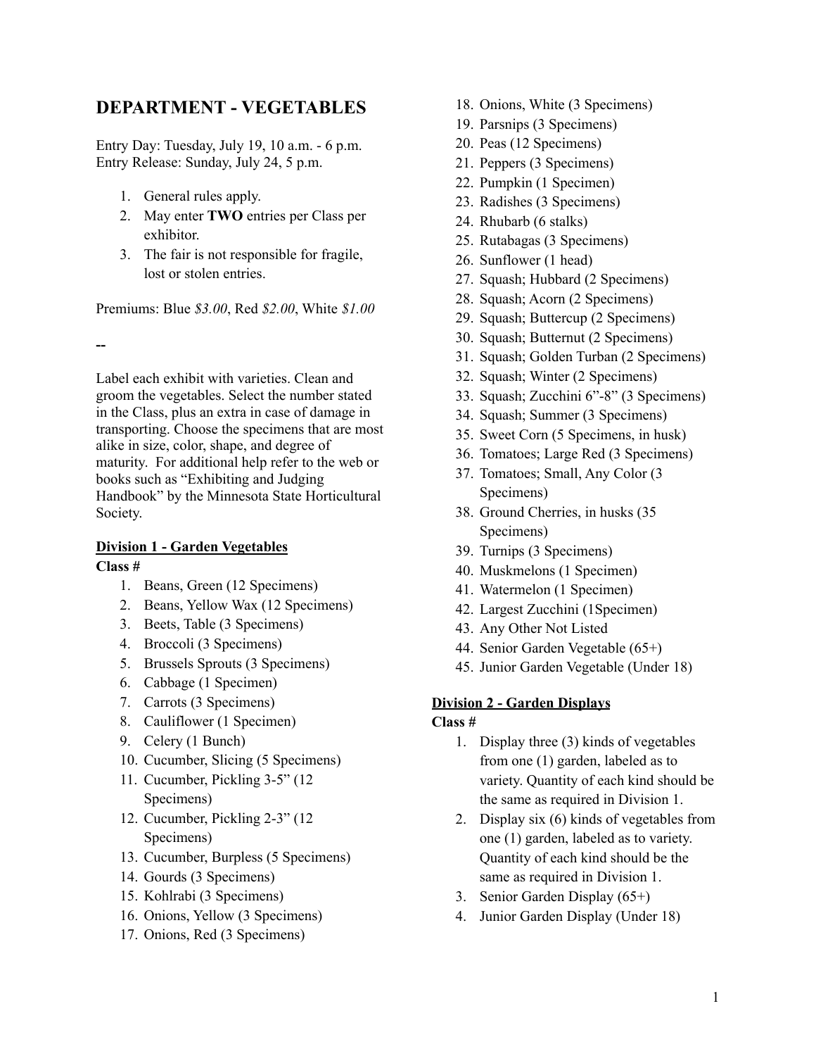# DEPARTMENT - VEGETABLES

Entry Day: Tuesday, July 19, 10 a.m. - 6 p.m.
Entry Release: Sunday, July 24, 5 p.m.

1. General rules apply.
2. May enter **TWO** entries per Class per exhibitor.
3. The fair is not responsible for fragile, lost or stolen entries.

Premiums: Blue *$3.00*, Red *$2.00*, White *$1.00*

--

Label each exhibit with varieties. Clean and groom the vegetables. Select the number stated in the Class, plus an extra in case of damage in transporting. Choose the specimens that are most alike in size, color, shape, and degree of maturity. For additional help refer to the web or books such as "Exhibiting and Judging Handbook" by the Minnesota State Horticultural Society.

## Division 1 - Garden Vegetables

**Class #**

1. Beans, Green (12 Specimens)
2. Beans, Yellow Wax (12 Specimens)
3. Beets, Table (3 Specimens)
4. Broccoli (3 Specimens)
5. Brussels Sprouts (3 Specimens)
6. Cabbage (1 Specimen)
7. Carrots (3 Specimens)
8. Cauliflower (1 Specimen)
9. Celery (1 Bunch)
10. Cucumber, Slicing (5 Specimens)
11. Cucumber, Pickling 3-5" (12 Specimens)
12. Cucumber, Pickling 2-3" (12 Specimens)
13. Cucumber, Burpless (5 Specimens)
14. Gourds (3 Specimens)
15. Kohlrabi (3 Specimens)
16. Onions, Yellow (3 Specimens)
17. Onions, Red (3 Specimens)
18. Onions, White (3 Specimens)
19. Parsnips (3 Specimens)
20. Peas (12 Specimens)
21. Peppers (3 Specimens)
22. Pumpkin (1 Specimen)
23. Radishes (3 Specimens)
24. Rhubarb (6 stalks)
25. Rutabagas (3 Specimens)
26. Sunflower (1 head)
27. Squash; Hubbard (2 Specimens)
28. Squash; Acorn (2 Specimens)
29. Squash; Buttercup (2 Specimens)
30. Squash; Butternut (2 Specimens)
31. Squash; Golden Turban (2 Specimens)
32. Squash; Winter (2 Specimens)
33. Squash; Zucchini 6"-8" (3 Specimens)
34. Squash; Summer (3 Specimens)
35. Sweet Corn (5 Specimens, in husk)
36. Tomatoes; Large Red (3 Specimens)
37. Tomatoes; Small, Any Color (3 Specimens)
38. Ground Cherries, in husks (35 Specimens)
39. Turnips (3 Specimens)
40. Muskmelons (1 Specimen)
41. Watermelon (1 Specimen)
42. Largest Zucchini (1Specimen)
43. Any Other Not Listed
44. Senior Garden Vegetable (65+)
45. Junior Garden Vegetable (Under 18)

## Division 2 - Garden Displays

**Class #**

1. Display three (3) kinds of vegetables from one (1) garden, labeled as to variety. Quantity of each kind should be the same as required in Division 1.
2. Display six (6) kinds of vegetables from one (1) garden, labeled as to variety. Quantity of each kind should be the same as required in Division 1.
3. Senior Garden Display (65+)
4. Junior Garden Display (Under 18)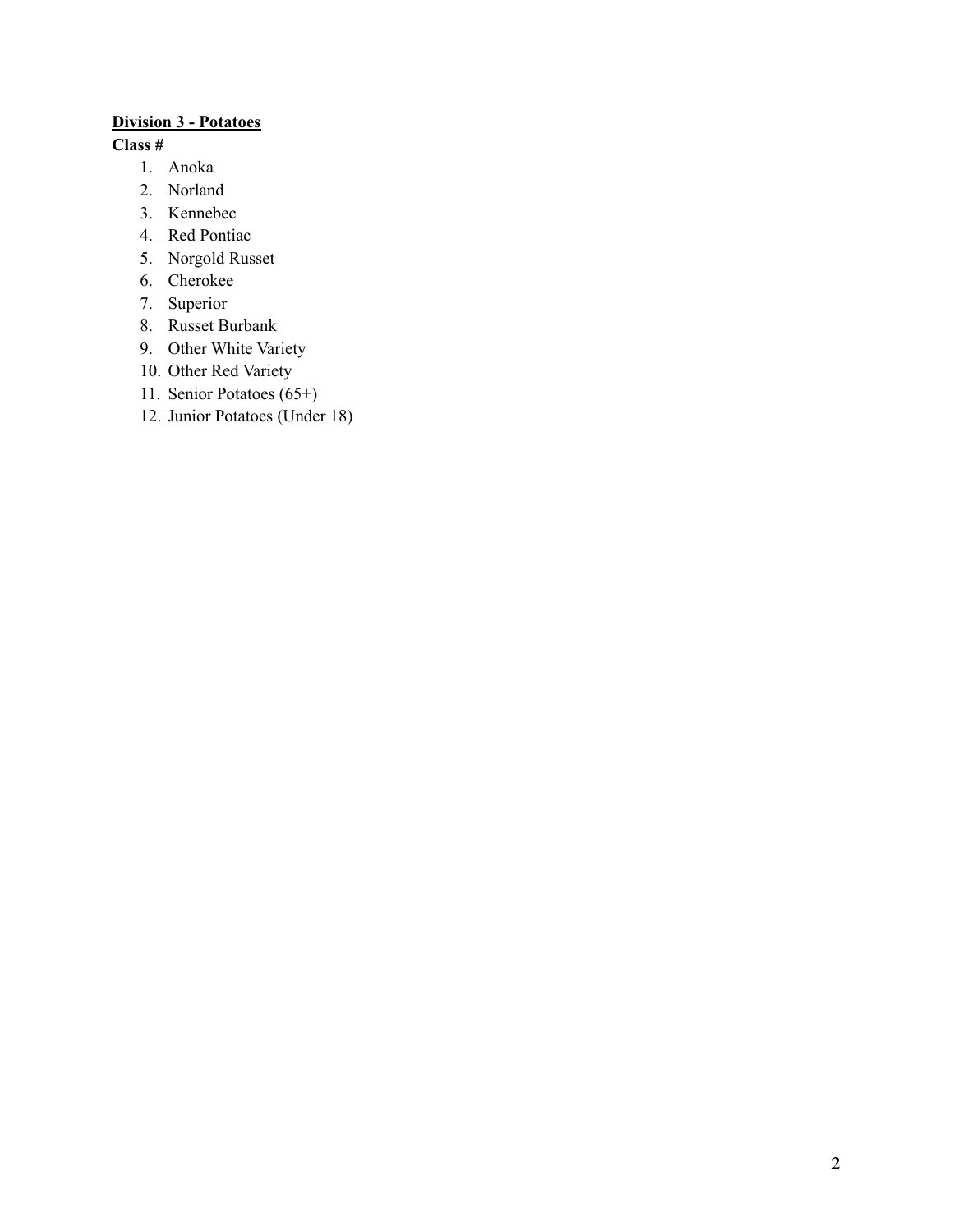**<u>Division 3 - Potatoes</u>**

**Class #**

1. Anoka
2. Norland
3. Kennebec
4. Red Pontiac
5. Norgold Russet
6. Cherokee
7. Superior
8. Russet Burbank
9. Other White Variety
10. Other Red Variety
11. Senior Potatoes (65+)
12. Junior Potatoes (Under 18)